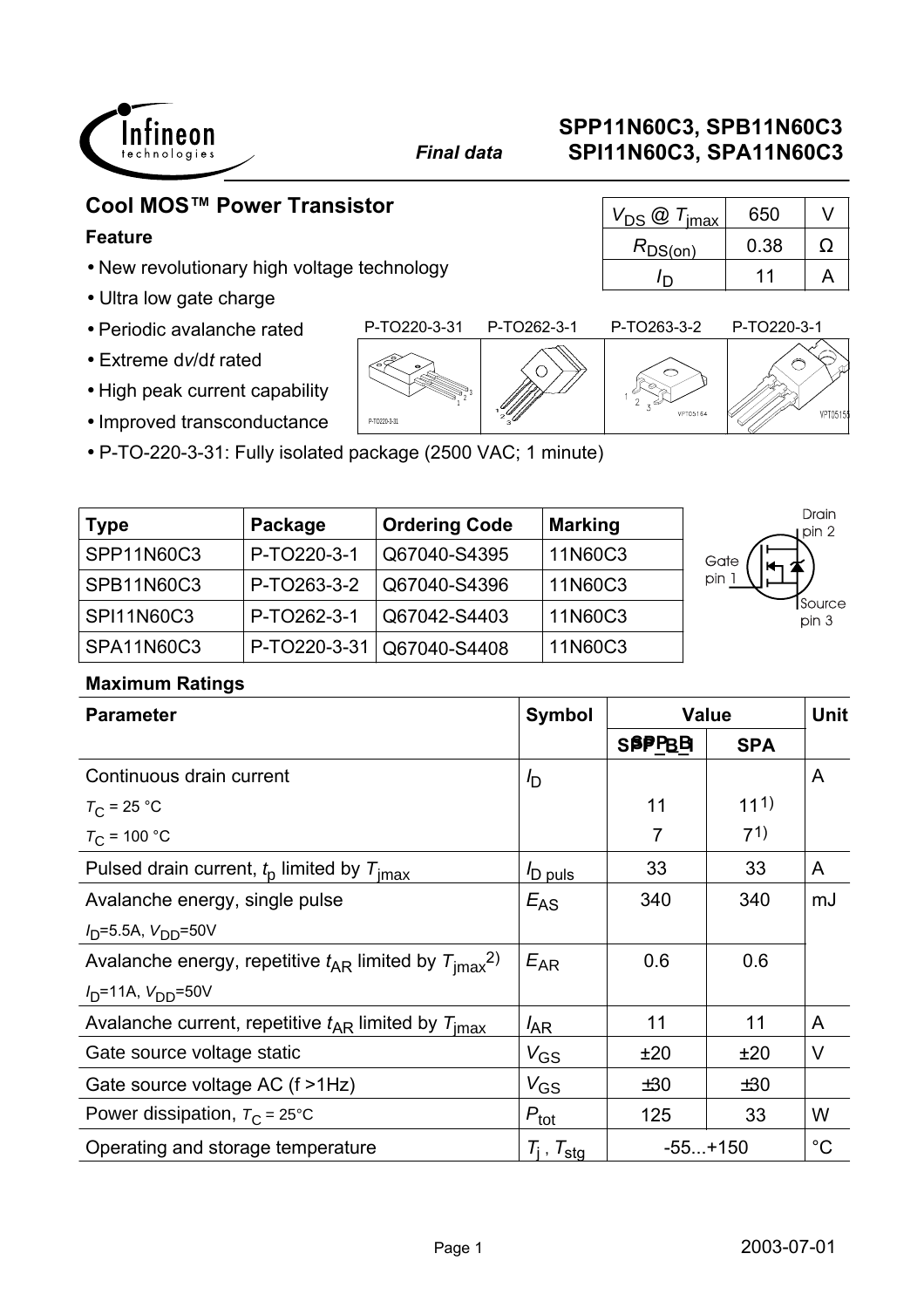**SPP11N60C3, SPB11N60C3**
**SPI11N60C3, SPA11N60C3**

*Final data*

## Cool MOS™ Power Transistor

| $V_{DS}$ @ $T_{jmax}$ | 650 | V |
|---|---|---|
| $R_{DS(on)}$ | 0.38 | Ω |
| $I_D$ | 11 | A |

### Feature

- New revolutionary high voltage technology
- Ultra low gate charge
- Periodic avalanche rated
- Extreme d$v$/d$t$ rated
- High peak current capability
- Improved transconductance
- P-TO-220-3-31: Fully isolated package (2500 VAC; 1 minute)

P-TO220-3-31 P-TO262-3-1 P-TO263-3-2 P-TO220-3-1

| Type | Package | Ordering Code | Marking |
|---|---|---|---|
| SPP11N60C3 | P-TO220-3-1 | Q67040-S4395 | 11N60C3 |
| SPB11N60C3 | P-TO263-3-2 | Q67040-S4396 | 11N60C3 |
| SPI11N60C3 | P-TO262-3-1 | Q67042-S4403 | 11N60C3 |
| SPA11N60C3 | P-TO220-3-31 | Q67040-S4408 | 11N60C3 |

Drain pin 2, Gate pin 1, Source pin 3

### Maximum Ratings

| Parameter | Symbol | Value | | Unit |
|---|---|---|---|---|
| | | SPP_B_I | SPA | |
| Continuous drain current | $I_D$ | | | A |
| $T_C$ = 25 °C | | 11 | 11[1] | |
| $T_C$ = 100 °C | | 7 | 7[1] | |
| Pulsed drain current, $t_p$ limited by $T_{jmax}$ | $I_{D\ puls}$ | 33 | 33 | A |
| Avalanche energy, single pulse | $E_{AS}$ | 340 | 340 | mJ |
| $I_D$=5.5A, $V_{DD}$=50V | | | | |
| Avalanche energy, repetitive $t_{AR}$ limited by $T_{jmax}$[2] | $E_{AR}$ | 0.6 | 0.6 | |
| $I_D$=11A, $V_{DD}$=50V | | | | |
| Avalanche current, repetitive $t_{AR}$ limited by $T_{jmax}$ | $I_{AR}$ | 11 | 11 | A |
| Gate source voltage static | $V_{GS}$ | ±20 | ±20 | V |
| Gate source voltage AC (f >1Hz) | $V_{GS}$ | ±30 | ±30 | |
| Power dissipation, $T_C$ = 25°C | $P_{tot}$ | 125 | 33 | W |
| Operating and storage temperature | $T_j$ , $T_{stg}$ | -55...+150 | | °C |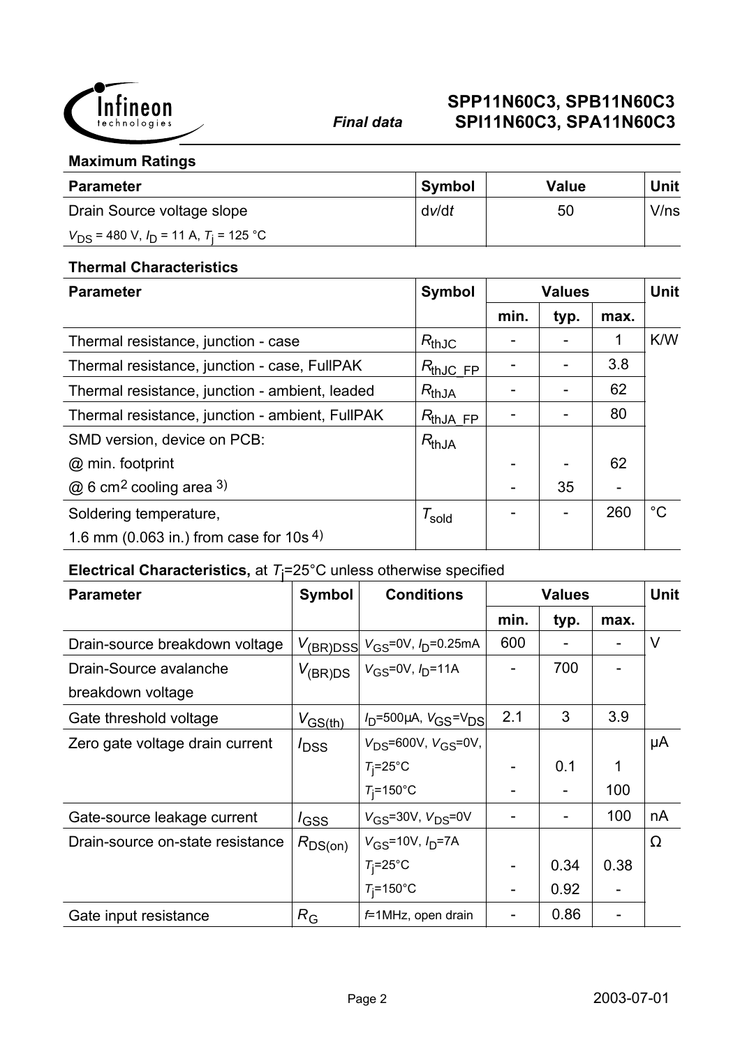## Maximum Ratings

| Parameter | Symbol | Value | Unit |
|---|---|---|---|
| Drain Source voltage slope<br>$V_{DS}$ = 480 V, $I_D$ = 11 A, $T_j$ = 125 °C | d$v$/d$t$ | 50 | V/ns |

## Thermal Characteristics

| Parameter | Symbol | Values | | | Unit |
|---|---|---|---|---|---|
| | | min. | typ. | max. | |
| Thermal resistance, junction - case | $R_{thJC}$ | - | - | 1 | K/W |
| Thermal resistance, junction - case, FullPAK | $R_{thJC\_FP}$ | - | - | 3.8 | |
| Thermal resistance, junction - ambient, leaded | $R_{thJA}$ | - | - | 62 | |
| Thermal resistance, junction - ambient, FullPAK | $R_{thJA\_FP}$ | - | - | 80 | |
| SMD version, device on PCB: | $R_{thJA}$ | | | | |
| @ min. footprint | | - | - | 62 | |
| @ 6 cm² cooling area [3)] | | - | 35 | - | |
| Soldering temperature,<br>1.6 mm (0.063 in.) from case for 10s [4)] | $T_{sold}$ | - | - | 260 | °C |

**Electrical Characteristics,** at $T_j$=25°C unless otherwise specified

| Parameter | Symbol | Conditions | Values | | | Unit |
|---|---|---|---|---|---|---|
| | | | min. | typ. | max. | |
| Drain-source breakdown voltage | $V_{(BR)DSS}$ | $V_{GS}$=0V, $I_D$=0.25mA | 600 | - | - | V |
| Drain-Source avalanche breakdown voltage | $V_{(BR)DS}$ | $V_{GS}$=0V, $I_D$=11A | - | 700 | - | |
| Gate threshold voltage | $V_{GS(th)}$ | $I_D$=500µA, $V_{GS}$=$V_{DS}$ | 2.1 | 3 | 3.9 | |
| Zero gate voltage drain current | $I_{DSS}$ | $V_{DS}$=600V, $V_{GS}$=0V, | | | | µA |
| | | $T_j$=25°C | - | 0.1 | 1 | |
| | | $T_j$=150°C | - | - | 100 | |
| Gate-source leakage current | $I_{GSS}$ | $V_{GS}$=30V, $V_{DS}$=0V | - | - | 100 | nA |
| Drain-source on-state resistance | $R_{DS(on)}$ | $V_{GS}$=10V, $I_D$=7A | | | | Ω |
| | | $T_j$=25°C | - | 0.34 | 0.38 | |
| | | $T_j$=150°C | - | 0.92 | - | |
| Gate input resistance | $R_G$ | $f$=1MHz, open drain | - | 0.86 | - | |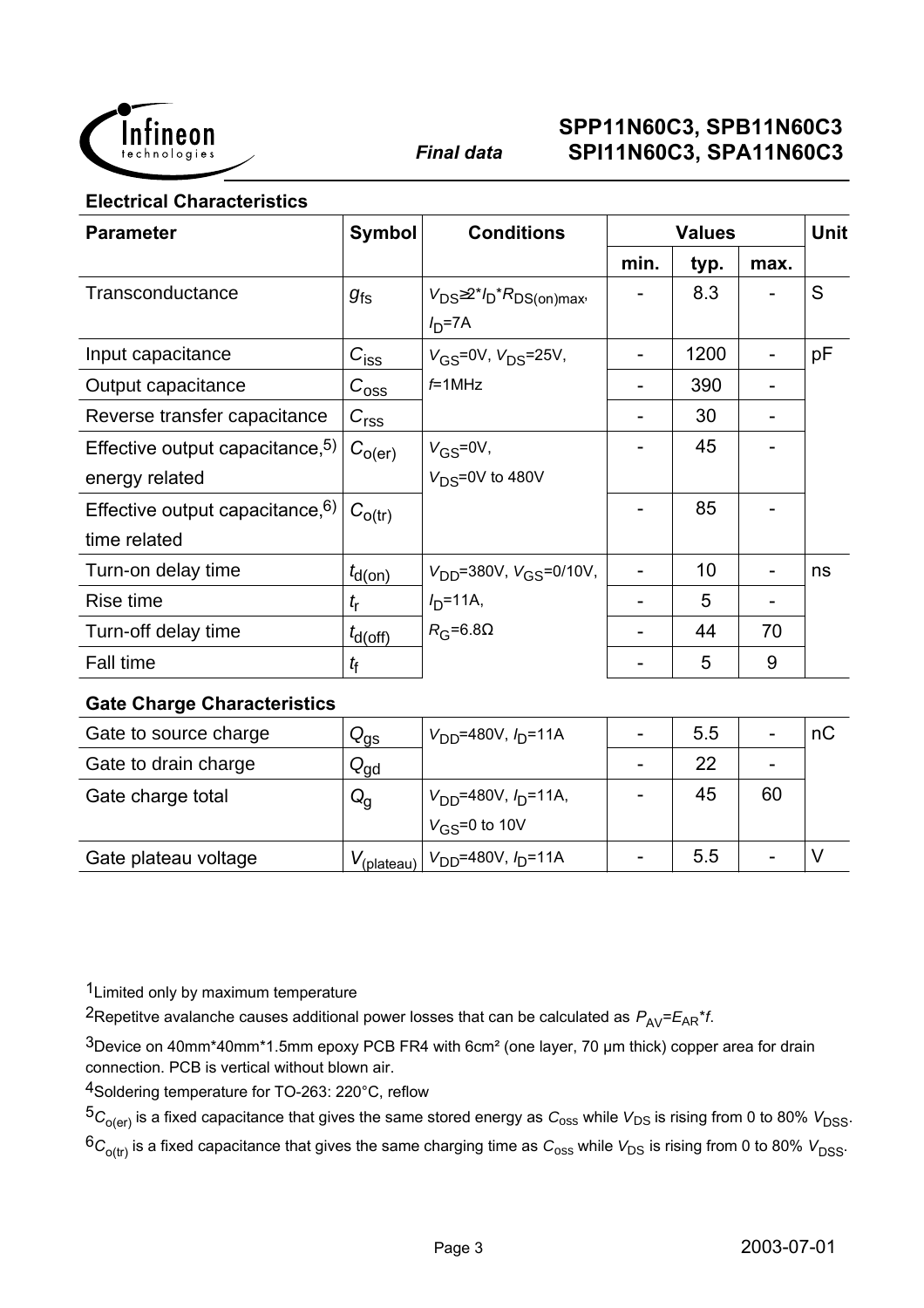## Electrical Characteristics

| Parameter | Symbol | Conditions | Values | | | Unit |
|---|---|---|---|---|---|---|
| | | | min. | typ. | max. | |
| Transconductance | $g_{fs}$ | $V_{DS}$≥2\*$I_D$\*$R_{DS(on)max}$, $I_D$=7A | - | 8.3 | - | S |
| Input capacitance | $C_{iss}$ | $V_{GS}$=0V, $V_{DS}$=25V, $f$=1MHz | - | 1200 | - | pF |
| Output capacitance | $C_{oss}$ | | - | 390 | - | |
| Reverse transfer capacitance | $C_{rss}$ | | - | 30 | - | |
| Effective output capacitance,[5] energy related | $C_{o(er)}$ | $V_{GS}$=0V, $V_{DS}$=0V to 480V | - | 45 | - | |
| Effective output capacitance,[6] time related | $C_{o(tr)}$ | | - | 85 | - | |
| Turn-on delay time | $t_{d(on)}$ | $V_{DD}$=380V, $V_{GS}$=0/10V, $I_D$=11A, $R_G$=6.8Ω | - | 10 | - | ns |
| Rise time | $t_r$ | | - | 5 | - | |
| Turn-off delay time | $t_{d(off)}$ | | - | 44 | 70 | |
| Fall time | $t_f$ | | - | 5 | 9 | |

## Gate Charge Characteristics

| Parameter | Symbol | Conditions | min. | typ. | max. | Unit |
|---|---|---|---|---|---|---|
| Gate to source charge | $Q_{gs}$ | $V_{DD}$=480V, $I_D$=11A | - | 5.5 | - | nC |
| Gate to drain charge | $Q_{gd}$ | | - | 22 | - | |
| Gate charge total | $Q_g$ | $V_{DD}$=480V, $I_D$=11A, $V_{GS}$=0 to 10V | - | 45 | 60 | |
| Gate plateau voltage | $V_{(plateau)}$ | $V_{DD}$=480V, $I_D$=11A | - | 5.5 | - | V |

[1]Limited only by maximum temperature

[2]Repetitve avalanche causes additional power losses that can be calculated as $P_{AV}=E_{AR}*f$.

[3]Device on 40mm\*40mm\*1.5mm epoxy PCB FR4 with 6cm² (one layer, 70 µm thick) copper area for drain connection. PCB is vertical without blown air.

[4]Soldering temperature for TO-263: 220°C, reflow

[5]$C_{o(er)}$ is a fixed capacitance that gives the same stored energy as $C_{oss}$ while $V_{DS}$ is rising from 0 to 80% $V_{DSS}$.

[6]$C_{o(tr)}$ is a fixed capacitance that gives the same charging time as $C_{oss}$ while $V_{DS}$ is rising from 0 to 80% $V_{DSS}$.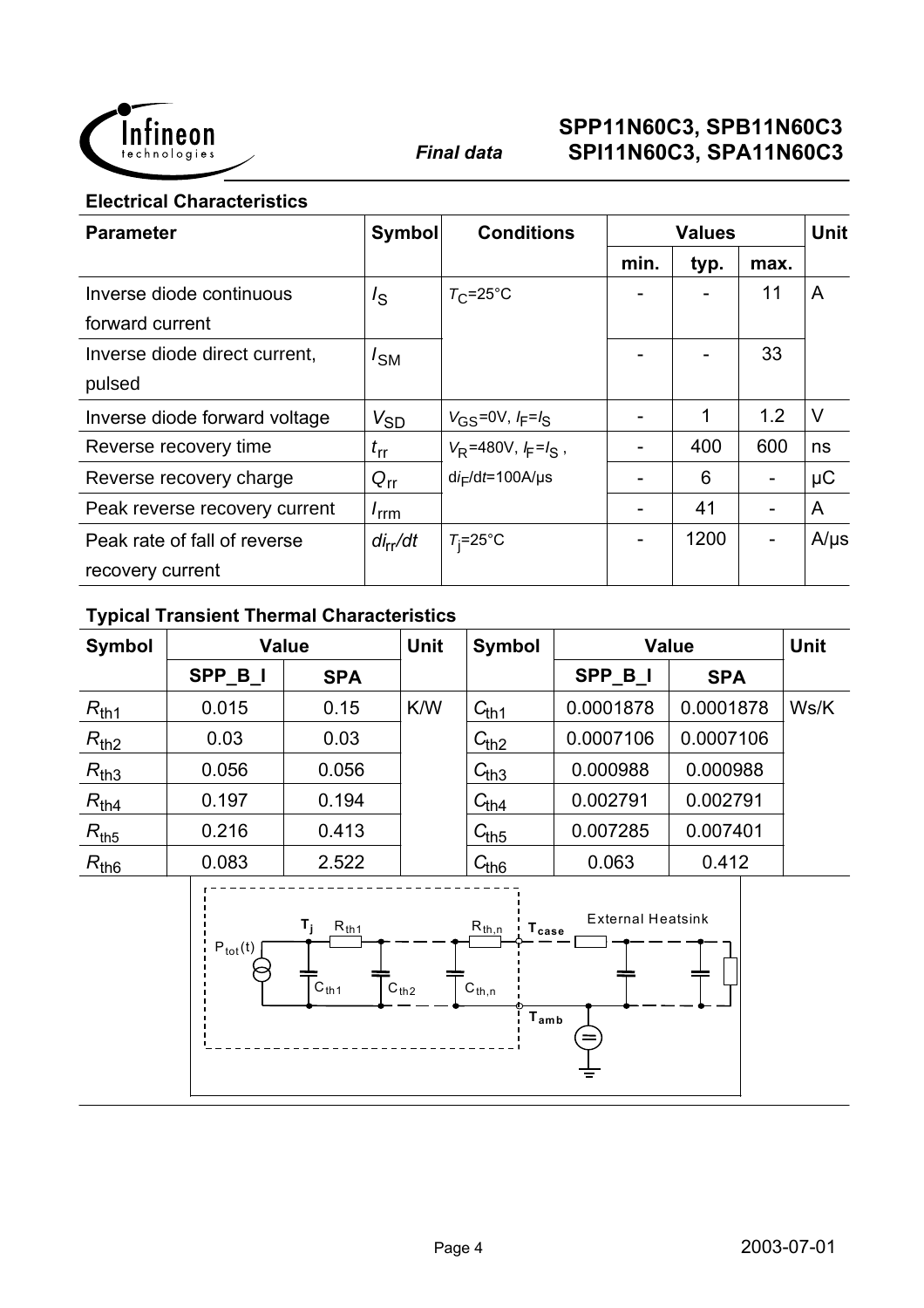## Electrical Characteristics

| Parameter | Symbol | Conditions | Values | | | Unit |
|---|---|---|---|---|---|---|
| | | | min. | typ. | max. | |
| Inverse diode continuous forward current | $I_S$ | $T_C$=25°C | - | - | 11 | A |
| Inverse diode direct current, pulsed | $I_{SM}$ | | - | - | 33 | |
| Inverse diode forward voltage | $V_{SD}$ | $V_{GS}$=0V, $I_F$=$I_S$ | - | 1 | 1.2 | V |
| Reverse recovery time | $t_{rr}$ | $V_R$=480V, $I_F$=$I_S$ , | - | 400 | 600 | ns |
| Reverse recovery charge | $Q_{rr}$ | $di_F/dt$=100A/µs | - | 6 | - | µC |
| Peak reverse recovery current | $I_{rrm}$ | | - | 41 | - | A |
| Peak rate of fall of reverse recovery current | $di_{rr}/dt$ | $T_j$=25°C | - | 1200 | - | A/µs |

## Typical Transient Thermal Characteristics

| Symbol | Value | | Unit | Symbol | Value | | Unit |
|---|---|---|---|---|---|---|---|
| | SPP_B_I | SPA | | | SPP_B_I | SPA | |
| $R_{th1}$ | 0.015 | 0.15 | K/W | $C_{th1}$ | 0.0001878 | 0.0001878 | Ws/K |
| $R_{th2}$ | 0.03 | 0.03 | | $C_{th2}$ | 0.0007106 | 0.0007106 | |
| $R_{th3}$ | 0.056 | 0.056 | | $C_{th3}$ | 0.000988 | 0.000988 | |
| $R_{th4}$ | 0.197 | 0.194 | | $C_{th4}$ | 0.002791 | 0.002791 | |
| $R_{th5}$ | 0.216 | 0.413 | | $C_{th5}$ | 0.007285 | 0.007401 | |
| $R_{th6}$ | 0.083 | 2.522 | | $C_{th6}$ | 0.063 | 0.412 | |

$P_{tot}(t)$ $T_j$ $R_{th1}$ $R_{th,n}$ $T_{case}$ External Heatsink $C_{th1}$ $C_{th2}$ $C_{th,n}$ $T_{amb}$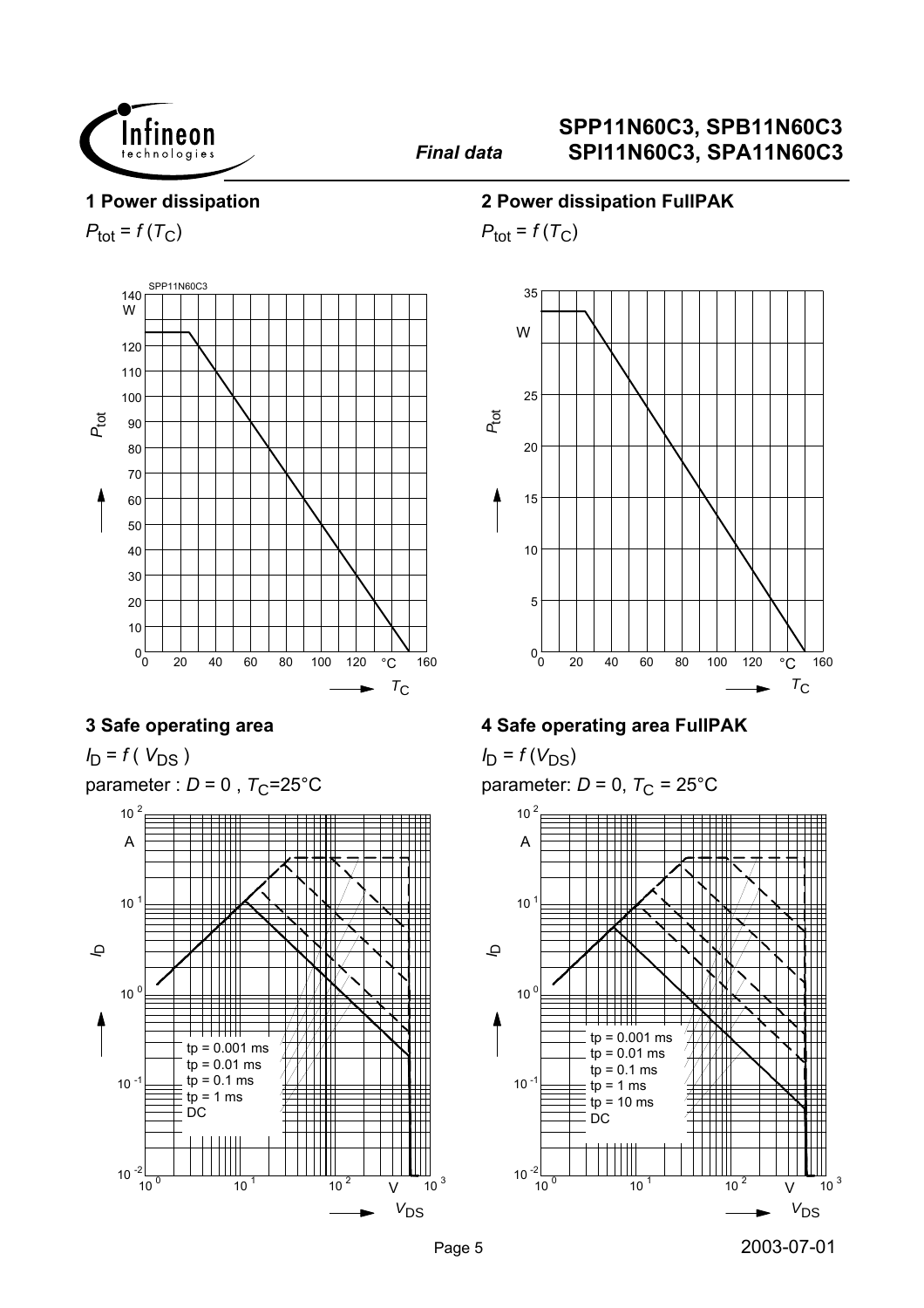## 1 Power dissipation

$P_{tot} = f(T_C)$

SPP11N60C3

## 2 Power dissipation FullPAK

$P_{tot} = f(T_C)$

## 3 Safe operating area

$I_D = f(V_{DS})$

parameter : $D = 0$ , $T_C$=25°C

tp = 0.001 ms
tp = 0.01 ms
tp = 0.1 ms
tp = 1 ms
DC

## 4 Safe operating area FullPAK

$I_D = f(V_{DS})$

parameter: $D = 0$, $T_C$ = 25°C

tp = 0.001 ms
tp = 0.01 ms
tp = 0.1 ms
tp = 1 ms
tp = 10 ms
DC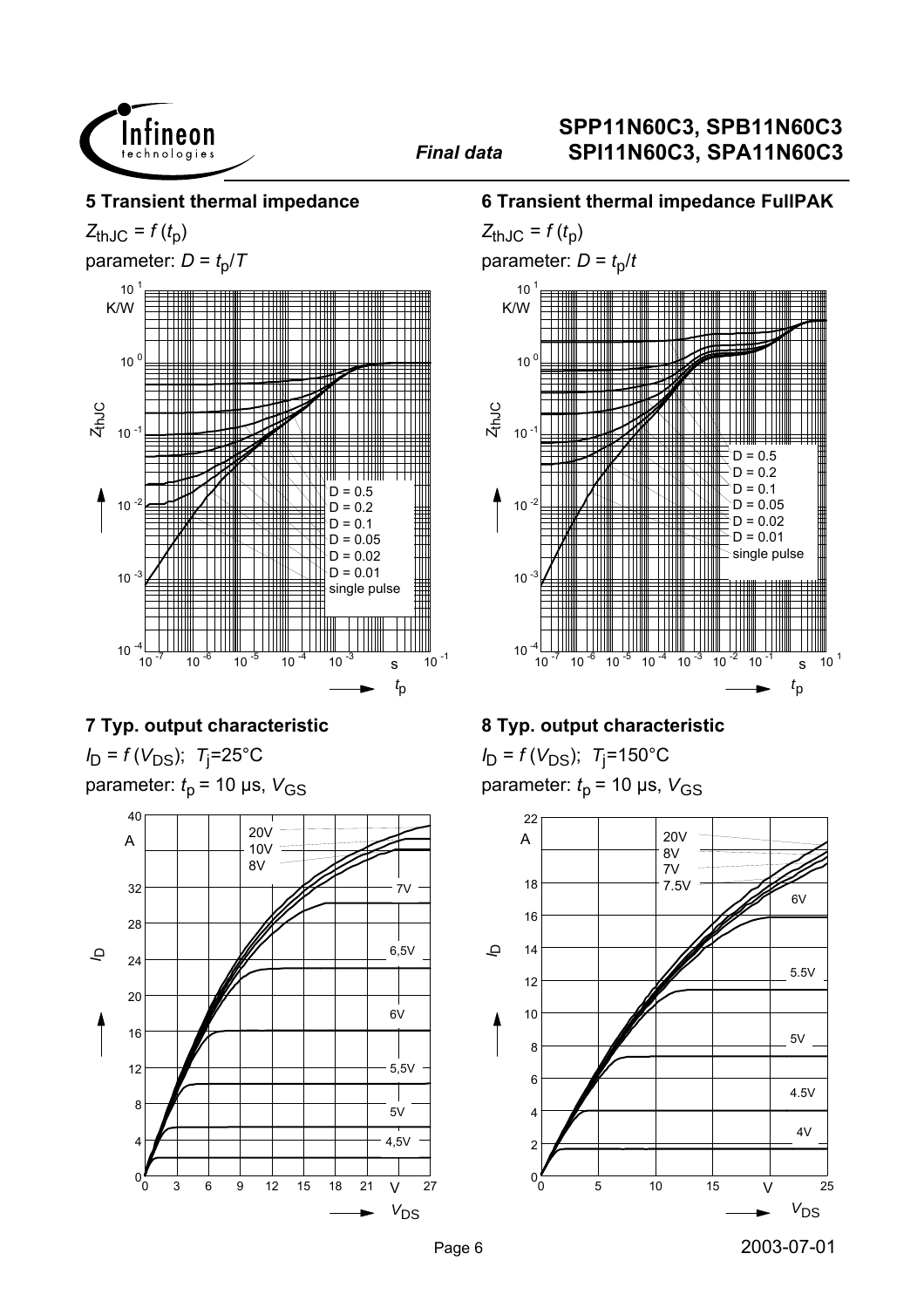### 5 Transient thermal impedance

$Z_{thJC} = f(t_p)$

parameter: $D = t_p/T$

### 6 Transient thermal impedance FullPAK

$Z_{thJC} = f(t_p)$

parameter: $D = t_p/t$

### 7 Typ. output characteristic

$I_D = f(V_{DS})$; $T_j$=25°C

parameter: $t_p$ = 10 µs, $V_{GS}$

### 8 Typ. output characteristic

$I_D = f(V_{DS})$; $T_j$=150°C

parameter: $t_p$ = 10 µs, $V_{GS}$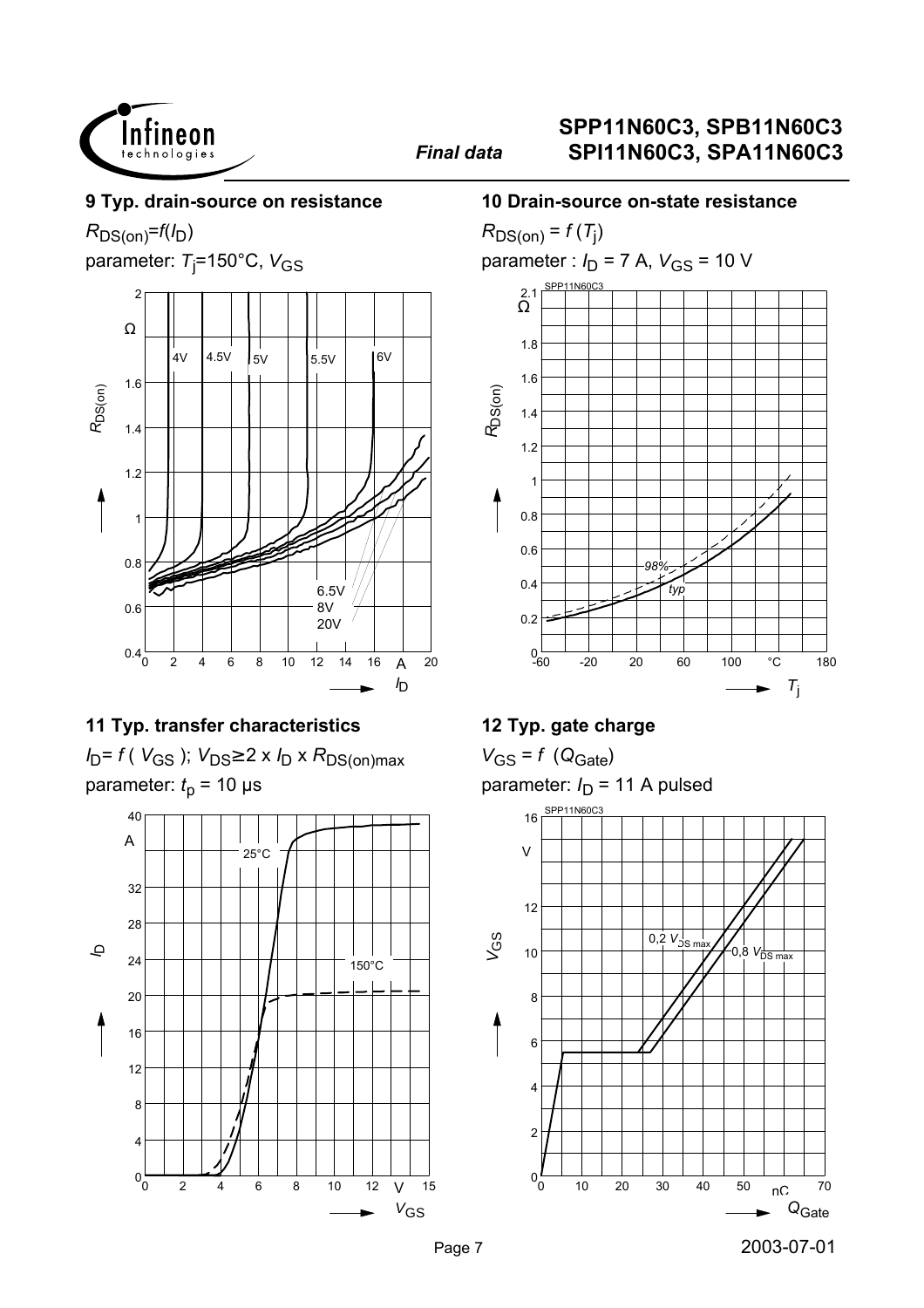### 9 Typ. drain-source on resistance

$R_{DS(on)}=f(I_D)$

parameter: $T_j$=150°C, $V_{GS}$

### 10 Drain-source on-state resistance

$R_{DS(on)} = f(T_j)$

parameter : $I_D$ = 7 A, $V_{GS}$ = 10 V

### 11 Typ. transfer characteristics

$I_D = f(V_{GS})$; $V_{DS} \geq 2 \times I_D \times R_{DS(on)max}$

parameter: $t_p$ = 10 µs

### 12 Typ. gate charge

$V_{GS} = f(Q_{Gate})$

parameter: $I_D$ = 11 A pulsed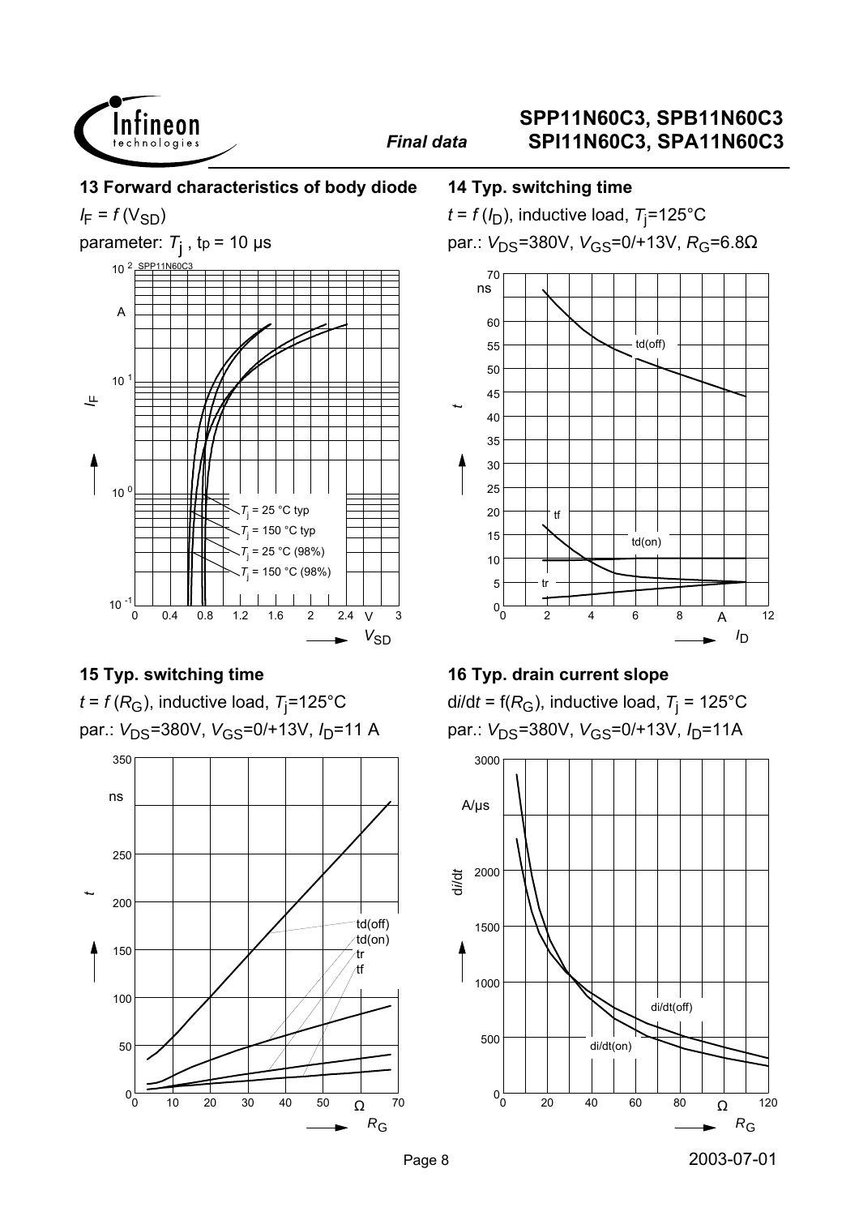**13 Forward characteristics of body diode**

$I_F = f(V_{SD})$

parameter: $T_j$ , $t_p$ = 10 µs

SPP11N60C3

$T_j$ = 25 °C typ
$T_j$ = 150 °C typ
$T_j$ = 25 °C (98%)
$T_j$ = 150 °C (98%)

**14 Typ. switching time**

$t = f(I_D)$, inductive load, $T_j$=125°C

par.: $V_{DS}$=380V, $V_{GS}$=0/+13V, $R_G$=6.8Ω

td(off), tf, td(on), tr

**15 Typ. switching time**

$t = f(R_G)$, inductive load, $T_j$=125°C

par.: $V_{DS}$=380V, $V_{GS}$=0/+13V, $I_D$=11 A

td(off), td(on), tr, tf

**16 Typ. drain current slope**

$di/dt = f(R_G)$, inductive load, $T_j$ = 125°C

par.: $V_{DS}$=380V, $V_{GS}$=0/+13V, $I_D$=11A

di/dt(off), di/dt(on)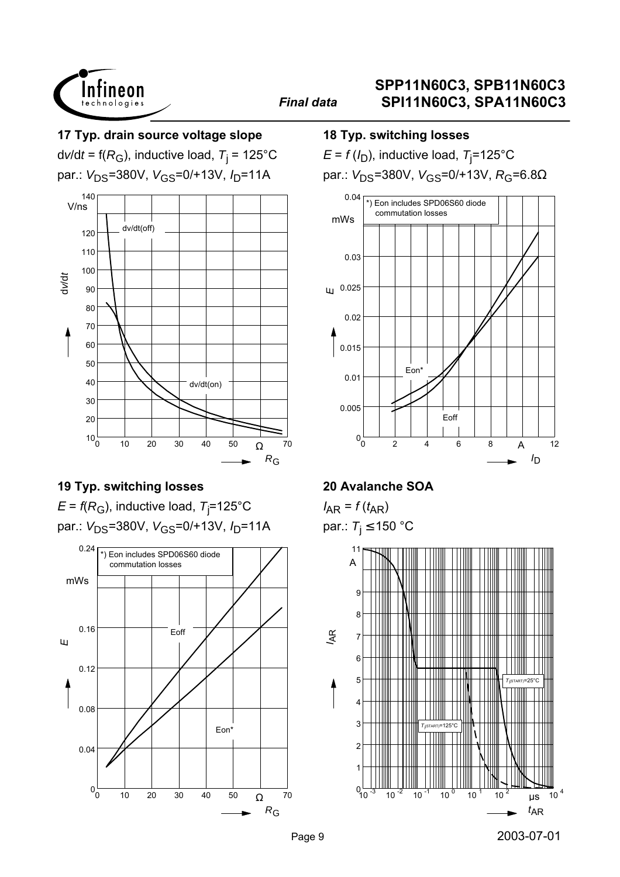### 17 Typ. drain source voltage slope

$dv/dt = f(R_G)$, inductive load, $T_j$ = 125°C

par.: $V_{DS}$=380V, $V_{GS}$=0/+13V, $I_D$=11A

### 18 Typ. switching losses

$E = f(I_D)$, inductive load, $T_j$=125°C

par.: $V_{DS}$=380V, $V_{GS}$=0/+13V, $R_G$=6.8Ω

*) Eon includes SPD06S60 diode commutation losses

### 19 Typ. switching losses

$E = f(R_G)$, inductive load, $T_j$=125°C

par.: $V_{DS}$=380V, $V_{GS}$=0/+13V, $I_D$=11A

*) Eon includes SPD06S60 diode commutation losses

### 20 Avalanche SOA

$I_{AR} = f(t_{AR})$

par.: $T_j \leq$ 150 °C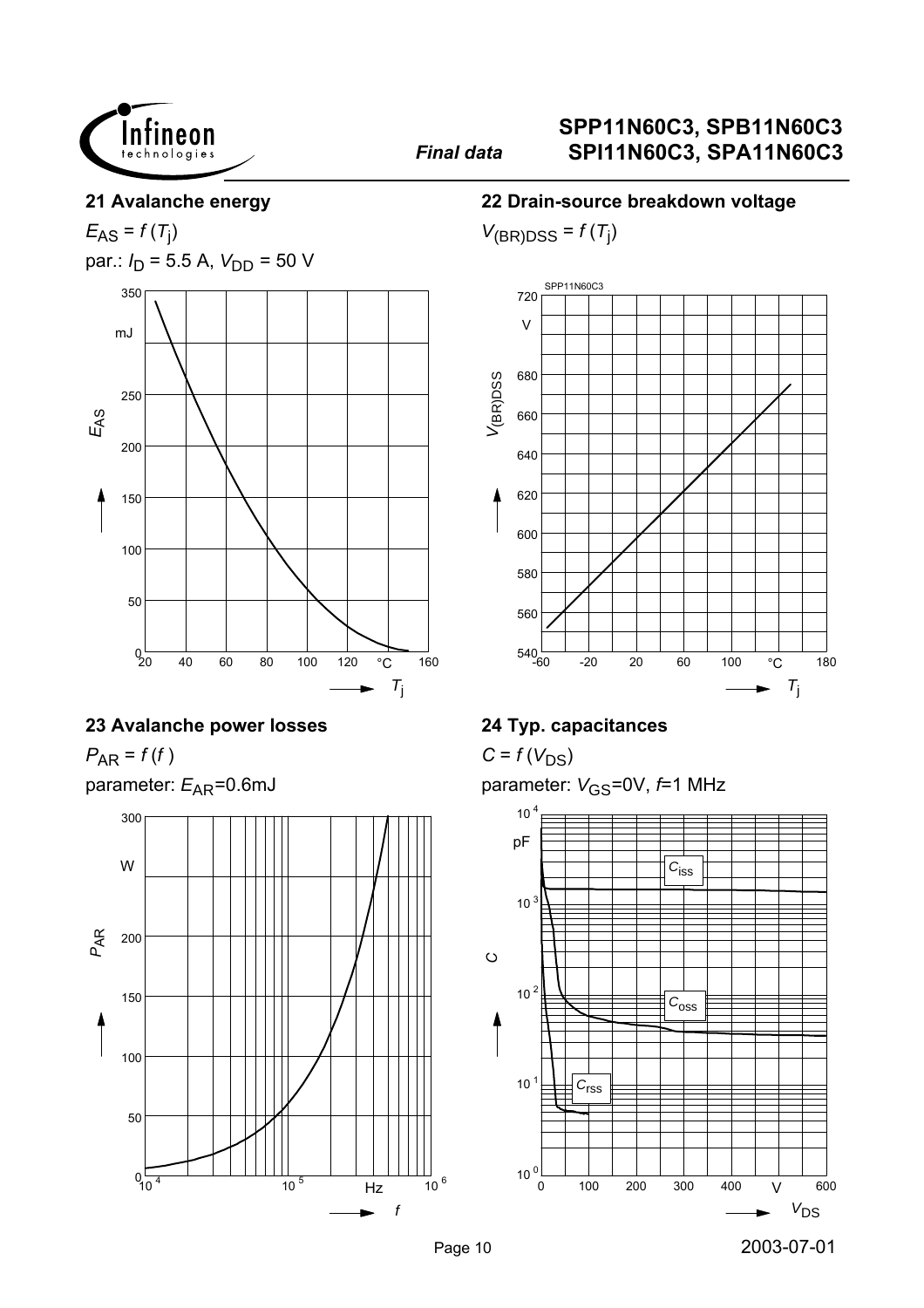## 21 Avalanche energy

$E_{AS} = f(T_j)$

par.: $I_D$ = 5.5 A, $V_{DD}$ = 50 V

## 22 Drain-source breakdown voltage

$V_{(BR)DSS} = f(T_j)$

## 23 Avalanche power losses

$P_{AR} = f(f)$

parameter: $E_{AR}$=0.6mJ

## 24 Typ. capacitances

$C = f(V_{DS})$

parameter: $V_{GS}$=0V, $f$=1 MHz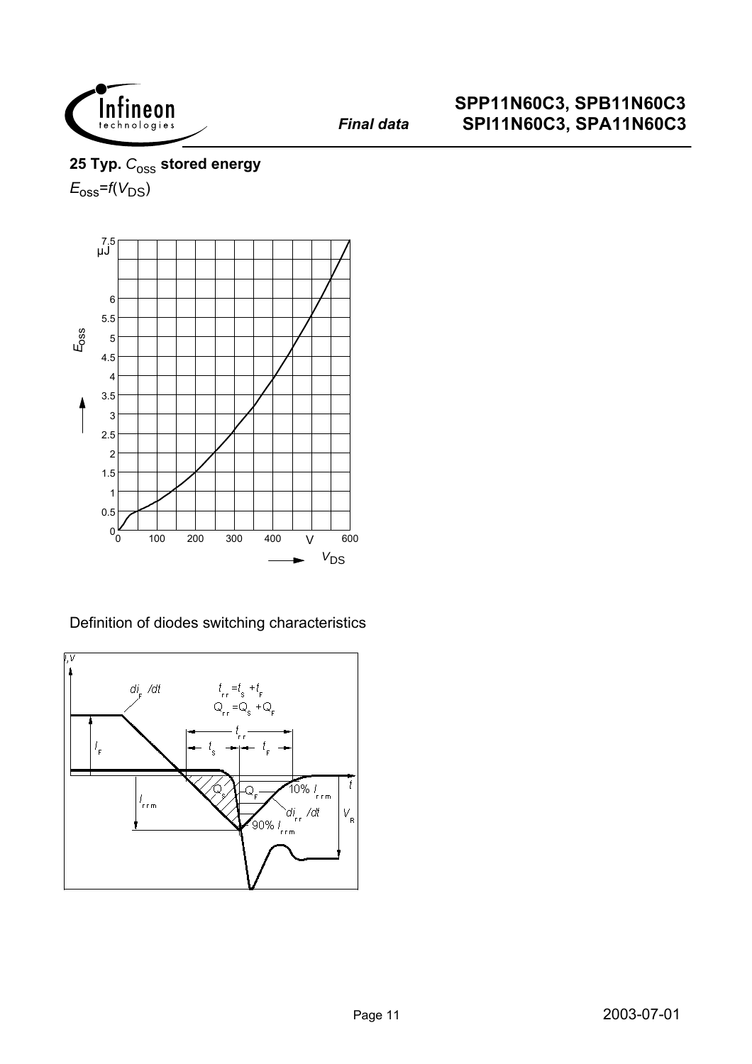## 25 Typ. $C_{oss}$ stored energy

$E_{oss}=f(V_{DS})$

Definition of diodes switching characteristics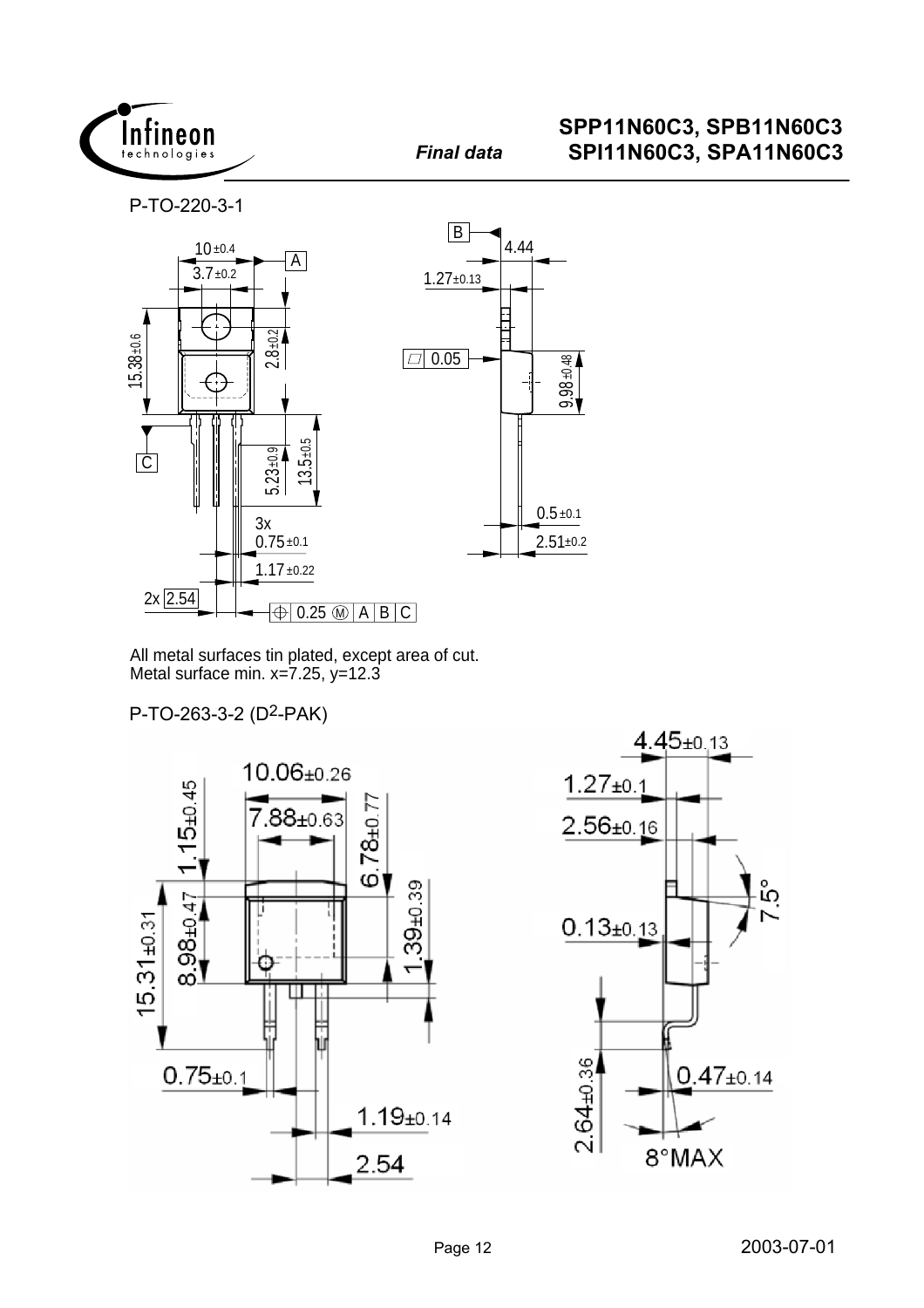P-TO-220-3-1

All metal surfaces tin plated, except area of cut.
Metal surface min. x=7.25, y=12.3

P-TO-263-3-2 ($D^2$-PAK)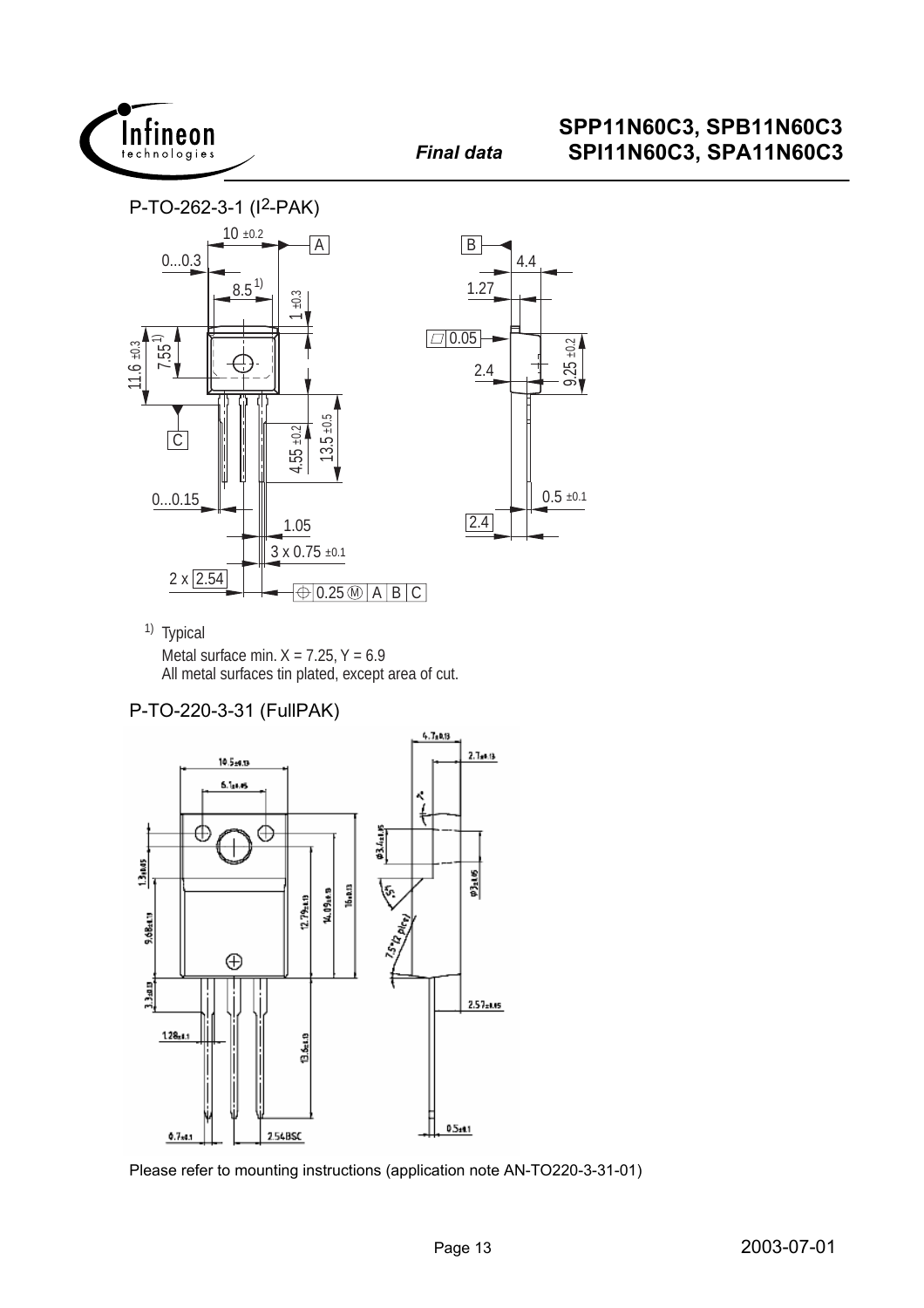## P-TO-262-3-1 (I2-PAK)

10 ±0.2

0...0.3

8.5 [1)]

1 ±0.3

11.6 ±0.3

7.55 [1)]

A

B

4.4

1.27

0.05

2.4

9.25 ±0.2

C

4.55 ±0.2

13.5 ±0.5

0...0.15

1.05

3 x 0.75 ±0.1

2 x 2.54

0.25 Ⓜ A B C

0.5 ±0.1

2.4

[1)] Typical

Metal surface min. X = 7.25, Y = 6.9

All metal surfaces tin plated, except area of cut.

## P-TO-220-3-31 (FullPAK)

10.5±0.13

6.1±0.05

4.7±0.13

2.7±0.13

1.3±0.05

9.68±0.13

3.3±0.13

12.79±0.13

14.09±0.13

16±0.13

ϕ3.4±0.05

ϕ3±0.05

5°

7.5°(2 plcs)

2.57±0.05

1.28±0.1

13.6±0.13

0.7±0.1

2.54BSC

0.5±0.1

Please refer to mounting instructions (application note AN-TO220-3-31-01)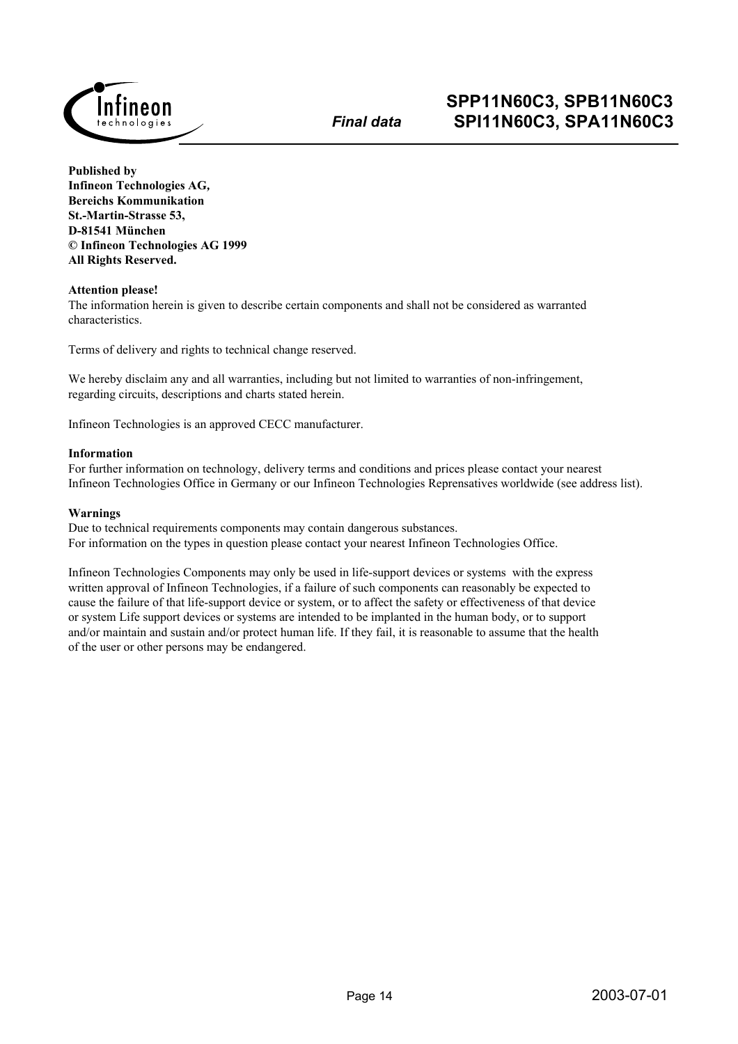**Published by**
**Infineon Technologies AG,**
**Bereichs Kommunikation**
**St.-Martin-Strasse 53,**
**D-81541 München**
**© Infineon Technologies AG 1999**
**All Rights Reserved.**

**Attention please!**

The information herein is given to describe certain components and shall not be considered as warranted characteristics.

Terms of delivery and rights to technical change reserved.

We hereby disclaim any and all warranties, including but not limited to warranties of non-infringement, regarding circuits, descriptions and charts stated herein.

Infineon Technologies is an approved CECC manufacturer.

**Information**

For further information on technology, delivery terms and conditions and prices please contact your nearest Infineon Technologies Office in Germany or our Infineon Technologies Reprensatives worldwide (see address list).

**Warnings**

Due to technical requirements components may contain dangerous substances.
For information on the types in question please contact your nearest Infineon Technologies Office.

Infineon Technologies Components may only be used in life-support devices or systems with the express written approval of Infineon Technologies, if a failure of such components can reasonably be expected to cause the failure of that life-support device or system, or to affect the safety or effectiveness of that device or system Life support devices or systems are intended to be implanted in the human body, or to support and/or maintain and sustain and/or protect human life. If they fail, it is reasonable to assume that the health of the user or other persons may be endangered.